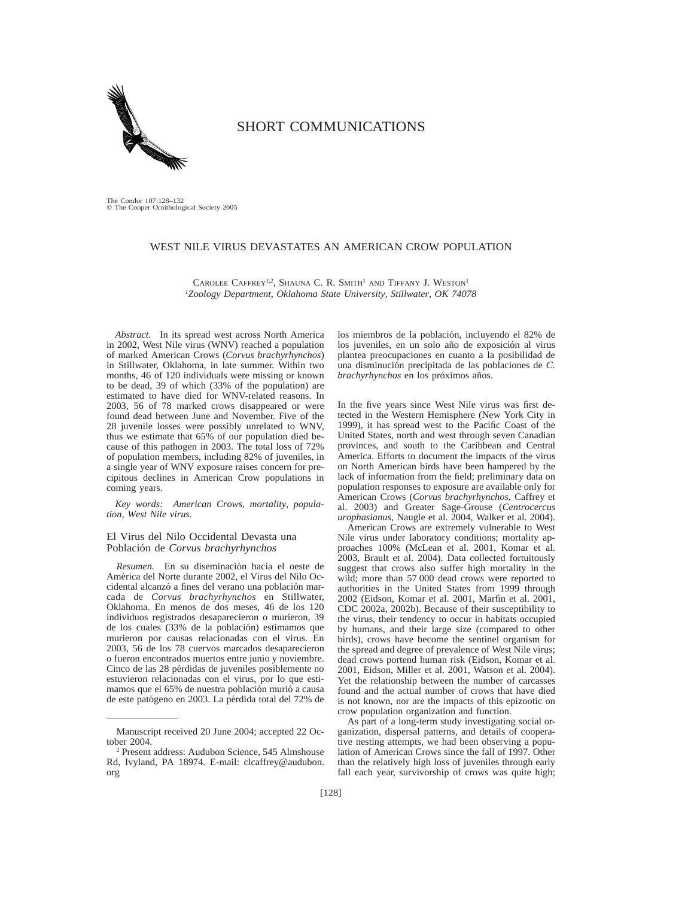# SHORT COMMUNICATIONS

## WEST NILE VIRUS DEVASTATES AN AMERICAN CROW POPULATION

CAROLEE CAFFREY[1,2], SHAUNA C. R. SMITH[1] AND TIFFANY J. WESTON[1]

[1]*Zoology Department, Oklahoma State University, Stillwater, OK 74078*

*Abstract.* In its spread west across North America in 2002, West Nile virus (WNV) reached a population of marked American Crows (*Corvus brachyrhynchos*) in Stillwater, Oklahoma, in late summer. Within two months, 46 of 120 individuals were missing or known to be dead, 39 of which (33% of the population) are estimated to have died for WNV-related reasons. In 2003, 56 of 78 marked crows disappeared or were found dead between June and November. Five of the 28 juvenile losses were possibly unrelated to WNV, thus we estimate that 65% of our population died because of this pathogen in 2003. The total loss of 72% of population members, including 82% of juveniles, in a single year of WNV exposure raises concern for precipitous declines in American Crow populations in coming years.

*Key words:* American Crows, mortality, population, West Nile virus.

### El Virus del Nilo Occidental Devasta una Población de *Corvus brachyrhynchos*

*Resumen.* En su diseminación hacia el oeste de América del Norte durante 2002, el Virus del Nilo Occidental alcanzó a fines del verano una población marcada de *Corvus brachyrhynchos* en Stillwater, Oklahoma. En menos de dos meses, 46 de los 120 individuos registrados desaparecieron o murieron, 39 de los cuales (33% de la población) estimamos que murieron por causas relacionadas con el virus. En 2003, 56 de los 78 cuervos marcados desaparecieron o fueron encontrados muertos entre junio y noviembre. Cinco de las 28 pérdidas de juveniles posiblemente no estuvieron relacionadas con el virus, por lo que estimamos que el 65% de nuestra población murió a causa de este patógeno en 2003. La pérdida total del 72% de los miembros de la población, incluyendo el 82% de los juveniles, en un solo año de exposición al virus plantea preocupaciones en cuanto a la posibilidad de una disminución precipitada de las poblaciones de *C. brachyrhynchos* en los próximos años.

In the five years since West Nile virus was first detected in the Western Hemisphere (New York City in 1999), it has spread west to the Pacific Coast of the United States, north and west through seven Canadian provinces, and south to the Caribbean and Central America. Efforts to document the impacts of the virus on North American birds have been hampered by the lack of information from the field; preliminary data on population responses to exposure are available only for American Crows (*Corvus brachyrhynchos*, Caffrey et al. 2003) and Greater Sage-Grouse (*Centrocercus urophasianus*, Naugle et al. 2004, Walker et al. 2004).

American Crows are extremely vulnerable to West Nile virus under laboratory conditions; mortality approaches 100% (McLean et al. 2001, Komar et al. 2003, Brault et al. 2004). Data collected fortuitously suggest that crows also suffer high mortality in the wild; more than 57 000 dead crows were reported to authorities in the United States from 1999 through 2002 (Eidson, Komar et al. 2001, Marfin et al. 2001, CDC 2002a, 2002b). Because of their susceptibility to the virus, their tendency to occur in habitats occupied by humans, and their large size (compared to other birds), crows have become the sentinel organism for the spread and degree of prevalence of West Nile virus; dead crows portend human risk (Eidson, Komar et al. 2001, Eidson, Miller et al. 2001, Watson et al. 2004). Yet the relationship between the number of carcasses found and the actual number of crows that have died is not known, nor are the impacts of this epizootic on crow population organization and function.

As part of a long-term study investigating social organization, dispersal patterns, and details of cooperative nesting attempts, we had been observing a population of American Crows since the fall of 1997. Other than the relatively high loss of juveniles through early fall each year, survivorship of crows was quite high;

---

Manuscript received 20 June 2004; accepted 22 October 2004.

[2] Present address: Audubon Science, 545 Almshouse Rd, Ivyland, PA 18974. E-mail: clcaffrey@audubon.org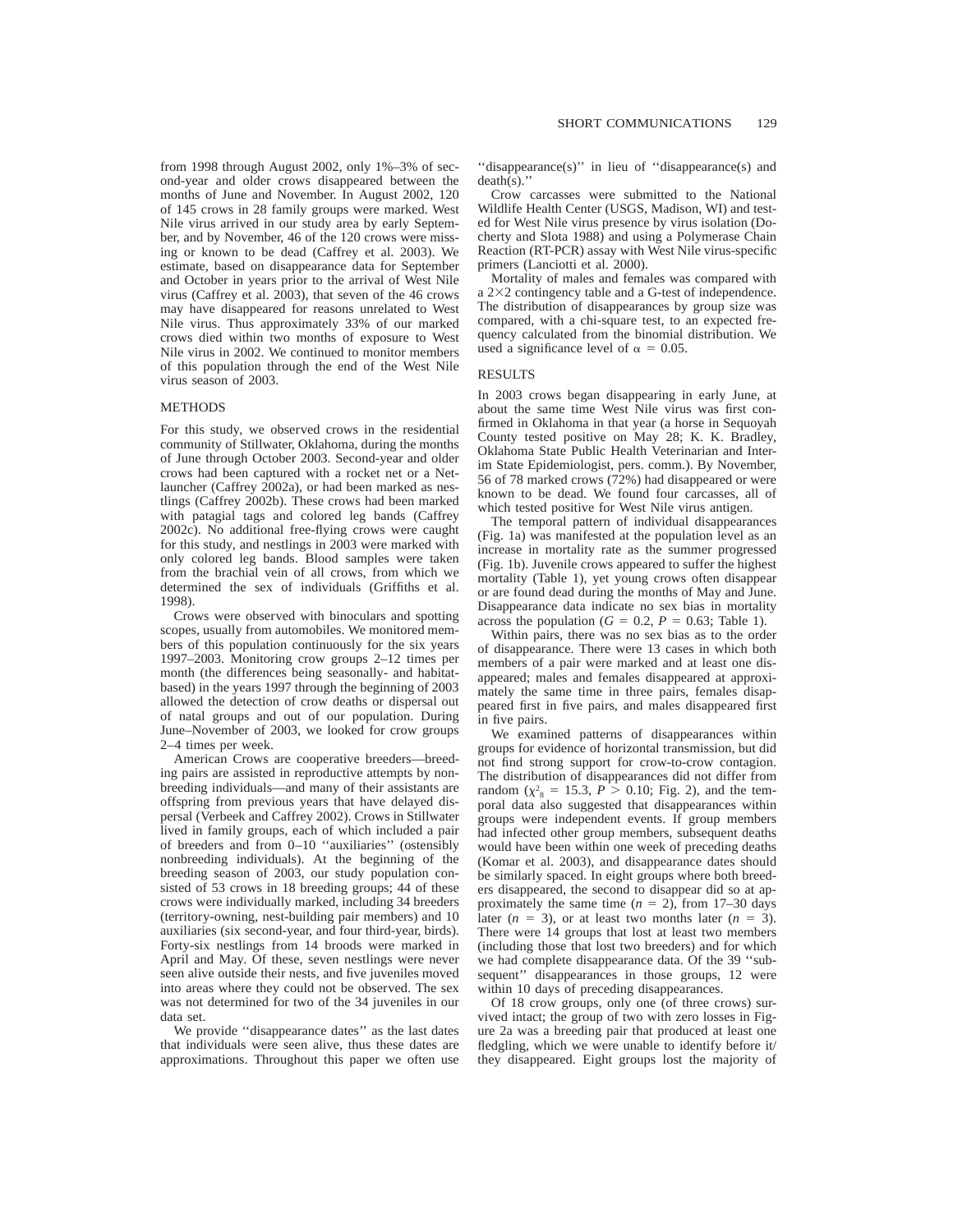from 1998 through August 2002, only 1%–3% of second-year and older crows disappeared between the months of June and November. In August 2002, 120 of 145 crows in 28 family groups were marked. West Nile virus arrived in our study area by early September, and by November, 46 of the 120 crows were missing or known to be dead (Caffrey et al. 2003). We estimate, based on disappearance data for September and October in years prior to the arrival of West Nile virus (Caffrey et al. 2003), that seven of the 46 crows may have disappeared for reasons unrelated to West Nile virus. Thus approximately 33% of our marked crows died within two months of exposure to West Nile virus in 2002. We continued to monitor members of this population through the end of the West Nile virus season of 2003.

## METHODS

For this study, we observed crows in the residential community of Stillwater, Oklahoma, during the months of June through October 2003. Second-year and older crows had been captured with a rocket net or a Netlauncher (Caffrey 2002a), or had been marked as nestlings (Caffrey 2002b). These crows had been marked with patagial tags and colored leg bands (Caffrey 2002c). No additional free-flying crows were caught for this study, and nestlings in 2003 were marked with only colored leg bands. Blood samples were taken from the brachial vein of all crows, from which we determined the sex of individuals (Griffiths et al. 1998).

Crows were observed with binoculars and spotting scopes, usually from automobiles. We monitored members of this population continuously for the six years 1997–2003. Monitoring crow groups 2–12 times per month (the differences being seasonally- and habitat-based) in the years 1997 through the beginning of 2003 allowed the detection of crow deaths or dispersal out of natal groups and out of our population. During June–November of 2003, we looked for crow groups 2–4 times per week.

American Crows are cooperative breeders—breeding pairs are assisted in reproductive attempts by nonbreeding individuals—and many of their assistants are offspring from previous years that have delayed dispersal (Verbeek and Caffrey 2002). Crows in Stillwater lived in family groups, each of which included a pair of breeders and from 0–10 ''auxiliaries'' (ostensibly nonbreeding individuals). At the beginning of the breeding season of 2003, our study population consisted of 53 crows in 18 breeding groups; 44 of these crows were individually marked, including 34 breeders (territory-owning, nest-building pair members) and 10 auxiliaries (six second-year, and four third-year, birds). Forty-six nestlings from 14 broods were marked in April and May. Of these, seven nestlings were never seen alive outside their nests, and five juveniles moved into areas where they could not be observed. The sex was not determined for two of the 34 juveniles in our data set.

We provide ''disappearance dates'' as the last dates that individuals were seen alive, thus these dates are approximations. Throughout this paper we often use ''disappearance(s)'' in lieu of ''disappearance(s) and death(s).''

Crow carcasses were submitted to the National Wildlife Health Center (USGS, Madison, WI) and tested for West Nile virus presence by virus isolation (Docherty and Slota 1988) and using a Polymerase Chain Reaction (RT-PCR) assay with West Nile virus-specific primers (Lanciotti et al. 2000).

Mortality of males and females was compared with a 2×2 contingency table and a G-test of independence. The distribution of disappearances by group size was compared, with a chi-square test, to an expected frequency calculated from the binomial distribution. We used a significance level of $\alpha = 0.05$.

## RESULTS

In 2003 crows began disappearing in early June, at about the same time West Nile virus was first confirmed in Oklahoma in that year (a horse in Sequoyah County tested positive on May 28; K. K. Bradley, Oklahoma State Public Health Veterinarian and Interim State Epidemiologist, pers. comm.). By November, 56 of 78 marked crows (72%) had disappeared or were known to be dead. We found four carcasses, all of which tested positive for West Nile virus antigen.

The temporal pattern of individual disappearances (Fig. 1a) was manifested at the population level as an increase in mortality rate as the summer progressed (Fig. 1b). Juvenile crows appeared to suffer the highest mortality (Table 1), yet young crows often disappear or are found dead during the months of May and June. Disappearance data indicate no sex bias in mortality across the population ($G = 0.2$, $P = 0.63$; Table 1).

Within pairs, there was no sex bias as to the order of disappearance. There were 13 cases in which both members of a pair were marked and at least one disappeared; males and females disappeared at approximately the same time in three pairs, females disappeared first in five pairs, and males disappeared first in five pairs.

We examined patterns of disappearances within groups for evidence of horizontal transmission, but did not find strong support for crow-to-crow contagion. The distribution of disappearances did not differ from random ($\chi^2_8 = 15.3$, $P > 0.10$; Fig. 2), and the temporal data also suggested that disappearances within groups were independent events. If group members had infected other group members, subsequent deaths would have been within one week of preceding deaths (Komar et al. 2003), and disappearance dates should be similarly spaced. In eight groups where both breeders disappeared, the second to disappear did so at approximately the same time ($n = 2$), from 17–30 days later ($n = 3$), or at least two months later ($n = 3$). There were 14 groups that lost at least two members (including those that lost two breeders) and for which we had complete disappearance data. Of the 39 ''subsequent'' disappearances in those groups, 12 were within 10 days of preceding disappearances.

Of 18 crow groups, only one (of three crows) survived intact; the group of two with zero losses in Figure 2a was a breeding pair that produced at least one fledgling, which we were unable to identify before it/they disappeared. Eight groups lost the majority of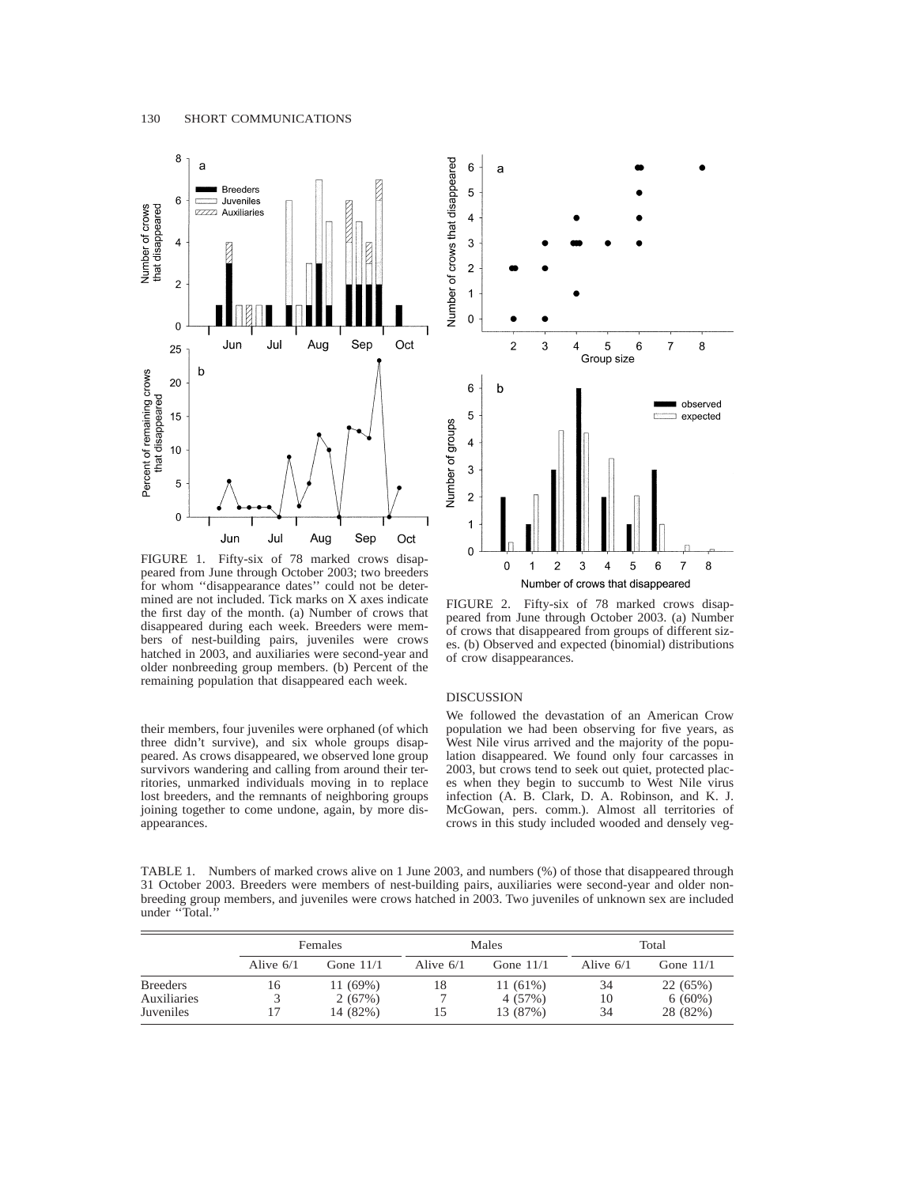FIGURE 1. Fifty-six of 78 marked crows disappeared from June through October 2003; two breeders for whom ''disappearance dates'' could not be determined are not included. Tick marks on X axes indicate the first day of the month. (a) Number of crows that disappeared during each week. Breeders were members of nest-building pairs, juveniles were crows hatched in 2003, and auxiliaries were second-year and older nonbreeding group members. (b) Percent of the remaining population that disappeared each week.

FIGURE 2. Fifty-six of 78 marked crows disappeared from June through October 2003. (a) Number of crows that disappeared from groups of different sizes. (b) Observed and expected (binomial) distributions of crow disappearances.

their members, four juveniles were orphaned (of which three didn't survive), and six whole groups disappeared. As crows disappeared, we observed lone group survivors wandering and calling from around their territories, unmarked individuals moving in to replace lost breeders, and the remnants of neighboring groups joining together to come undone, again, by more disappearances.

## DISCUSSION

We followed the devastation of an American Crow population we had been observing for five years, as West Nile virus arrived and the majority of the population disappeared. We found only four carcasses in 2003, but crows tend to seek out quiet, protected places when they begin to succumb to West Nile virus infection (A. B. Clark, D. A. Robinson, and K. J. McGowan, pers. comm.). Almost all territories of crows in this study included wooded and densely veg-

TABLE 1. Numbers of marked crows alive on 1 June 2003, and numbers (%) of those that disappeared through 31 October 2003. Breeders were members of nest-building pairs, auxiliaries were second-year and older nonbreeding group members, and juveniles were crows hatched in 2003. Two juveniles of unknown sex are included under ''Total.''

| | Females | | Males | | Total | |
|---|---|---|---|---|---|---|
| | Alive 6/1 | Gone 11/1 | Alive 6/1 | Gone 11/1 | Alive 6/1 | Gone 11/1 |
| Breeders | 16 | 11 (69%) | 18 | 11 (61%) | 34 | 22 (65%) |
| Auxiliaries | 3 | 2 (67%) | 7 | 4 (57%) | 10 | 6 (60%) |
| Juveniles | 17 | 14 (82%) | 15 | 13 (87%) | 34 | 28 (82%) |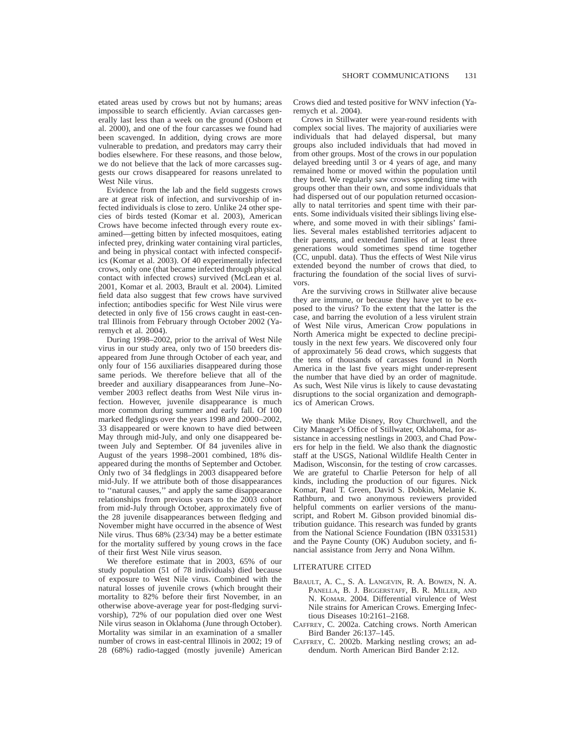etated areas used by crows but not by humans; areas impossible to search efficiently. Avian carcasses generally last less than a week on the ground (Osborn et al. 2000), and one of the four carcasses we found had been scavenged. In addition, dying crows are more vulnerable to predation, and predators may carry their bodies elsewhere. For these reasons, and those below, we do not believe that the lack of more carcasses suggests our crows disappeared for reasons unrelated to West Nile virus.

Evidence from the lab and the field suggests crows are at great risk of infection, and survivorship of infected individuals is close to zero. Unlike 24 other species of birds tested (Komar et al. 2003), American Crows have become infected through every route examined—getting bitten by infected mosquitoes, eating infected prey, drinking water containing viral particles, and being in physical contact with infected conspecifics (Komar et al. 2003). Of 40 experimentally infected crows, only one (that became infected through physical contact with infected crows) survived (McLean et al. 2001, Komar et al. 2003, Brault et al. 2004). Limited field data also suggest that few crows have survived infection; antibodies specific for West Nile virus were detected in only five of 156 crows caught in east-central Illinois from February through October 2002 (Yaremych et al. 2004).

During 1998–2002, prior to the arrival of West Nile virus in our study area, only two of 150 breeders disappeared from June through October of each year, and only four of 156 auxiliaries disappeared during those same periods. We therefore believe that all of the breeder and auxiliary disappearances from June–November 2003 reflect deaths from West Nile virus infection. However, juvenile disappearance is much more common during summer and early fall. Of 100 marked fledglings over the years 1998 and 2000–2002, 33 disappeared or were known to have died between May through mid-July, and only one disappeared between July and September. Of 84 juveniles alive in August of the years 1998–2001 combined, 18% disappeared during the months of September and October. Only two of 34 fledglings in 2003 disappeared before mid-July. If we attribute both of those disappearances to "natural causes," and apply the same disappearance relationships from previous years to the 2003 cohort from mid-July through October, approximately five of the 28 juvenile disappearances between fledging and November might have occurred in the absence of West Nile virus. Thus 68% (23/34) may be a better estimate for the mortality suffered by young crows in the face of their first West Nile virus season.

We therefore estimate that in 2003, 65% of our study population (51 of 78 individuals) died because of exposure to West Nile virus. Combined with the natural losses of juvenile crows (which brought their mortality to 82% before their first November, in an otherwise above-average year for post-fledging survivorship), 72% of our population died over one West Nile virus season in Oklahoma (June through October). Mortality was similar in an examination of a smaller number of crows in east-central Illinois in 2002; 19 of 28 (68%) radio-tagged (mostly juvenile) American Crows died and tested positive for WNV infection (Yaremych et al. 2004).

Crows in Stillwater were year-round residents with complex social lives. The majority of auxiliaries were individuals that had delayed dispersal, but many groups also included individuals that had moved in from other groups. Most of the crows in our population delayed breeding until 3 or 4 years of age, and many remained home or moved within the population until they bred. We regularly saw crows spending time with groups other than their own, and some individuals that had dispersed out of our population returned occasionally to natal territories and spent time with their parents. Some individuals visited their siblings living elsewhere, and some moved in with their siblings' families. Several males established territories adjacent to their parents, and extended families of at least three generations would sometimes spend time together (CC, unpubl. data). Thus the effects of West Nile virus extended beyond the number of crows that died, to fracturing the foundation of the social lives of survivors.

Are the surviving crows in Stillwater alive because they are immune, or because they have yet to be exposed to the virus? To the extent that the latter is the case, and barring the evolution of a less virulent strain of West Nile virus, American Crow populations in North America might be expected to decline precipitously in the next few years. We discovered only four of approximately 56 dead crows, which suggests that the tens of thousands of carcasses found in North America in the last five years might under-represent the number that have died by an order of magnitude. As such, West Nile virus is likely to cause devastating disruptions to the social organization and demographics of American Crows.

We thank Mike Disney, Roy Churchwell, and the City Manager's Office of Stillwater, Oklahoma, for assistance in accessing nestlings in 2003, and Chad Powers for help in the field. We also thank the diagnostic staff at the USGS, National Wildlife Health Center in Madison, Wisconsin, for the testing of crow carcasses. We are grateful to Charlie Peterson for help of all kinds, including the production of our figures. Nick Komar, Paul T. Green, David S. Dobkin, Melanie K. Rathburn, and two anonymous reviewers provided helpful comments on earlier versions of the manuscript, and Robert M. Gibson provided binomial distribution guidance. This research was funded by grants from the National Science Foundation (IBN 0331531) and the Payne County (OK) Audubon society, and financial assistance from Jerry and Nona Wilhm.

## LITERATURE CITED

Brault, A. C., S. A. Langevin, R. A. Bowen, N. A. Panella, B. J. Biggerstaff, B. R. Miller, and N. Komar. 2004. Differential virulence of West Nile strains for American Crows. Emerging Infectious Diseases 10:2161–2168.

Caffrey, C. 2002a. Catching crows. North American Bird Bander 26:137–145.

Caffrey, C. 2002b. Marking nestling crows; an addendum. North American Bird Bander 2:12.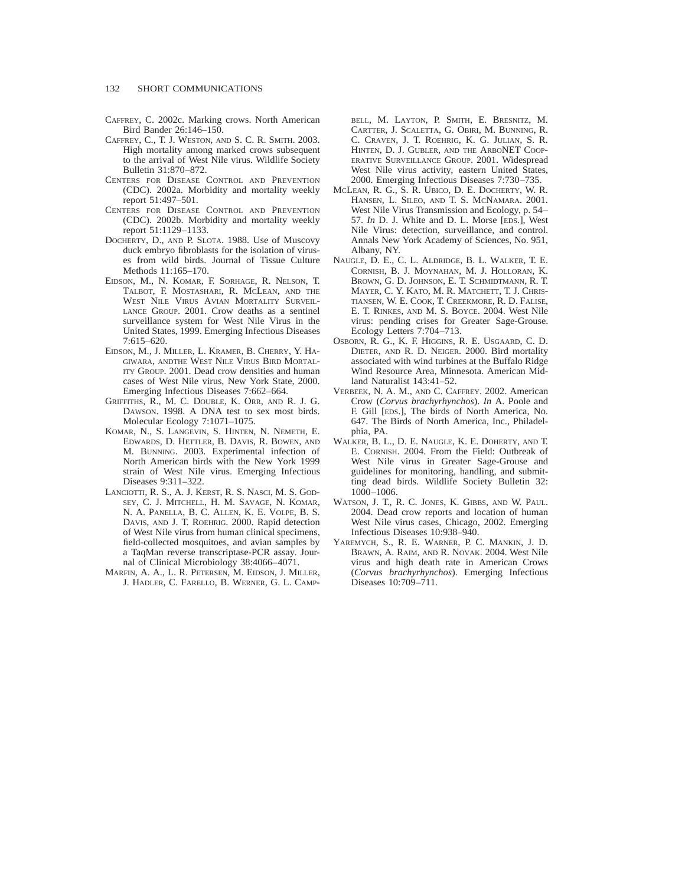Caffrey, C. 2002c. Marking crows. North American Bird Bander 26:146–150.

Caffrey, C., T. J. Weston, and S. C. R. Smith. 2003. High mortality among marked crows subsequent to the arrival of West Nile virus. Wildlife Society Bulletin 31:870–872.

Centers for Disease Control and Prevention (CDC). 2002a. Morbidity and mortality weekly report 51:497–501.

Centers for Disease Control and Prevention (CDC). 2002b. Morbidity and mortality weekly report 51:1129–1133.

Docherty, D., and P. Slota. 1988. Use of Muscovy duck embryo fibroblasts for the isolation of viruses from wild birds. Journal of Tissue Culture Methods 11:165–170.

Eidson, M., N. Komar, F. Sorhage, R. Nelson, T. Talbot, F. Mostashari, R. McLean, and the West Nile Virus Avian Mortality Surveillance Group. 2001. Crow deaths as a sentinel surveillance system for West Nile Virus in the United States, 1999. Emerging Infectious Diseases 7:615–620.

Eidson, M., J. Miller, L. Kramer, B. Cherry, Y. Hagiwara, andthe West Nile Virus Bird Mortality Group. 2001. Dead crow densities and human cases of West Nile virus, New York State, 2000. Emerging Infectious Diseases 7:662–664.

Griffiths, R., M. C. Double, K. Orr, and R. J. G. Dawson. 1998. A DNA test to sex most birds. Molecular Ecology 7:1071–1075.

Komar, N., S. Langevin, S. Hinten, N. Nemeth, E. Edwards, D. Hettler, B. Davis, R. Bowen, and M. Bunning. 2003. Experimental infection of North American birds with the New York 1999 strain of West Nile virus. Emerging Infectious Diseases 9:311–322.

Lanciotti, R. S., A. J. Kerst, R. S. Nasci, M. S. Godsey, C. J. Mitchell, H. M. Savage, N. Komar, N. A. Panella, B. C. Allen, K. E. Volpe, B. S. Davis, and J. T. Roehrig. 2000. Rapid detection of West Nile virus from human clinical specimens, field-collected mosquitoes, and avian samples by a TaqMan reverse transcriptase-PCR assay. Journal of Clinical Microbiology 38:4066–4071.

Marfin, A. A., L. R. Petersen, M. Eidson, J. Miller, J. Hadler, C. Farello, B. Werner, G. L. Campbell, M. Layton, P. Smith, E. Bresnitz, M. Cartter, J. Scaletta, G. Obiri, M. Bunning, R. C. Craven, J. T. Roehrig, K. G. Julian, S. R. Hinten, D. J. Gubler, and the ArboNET Cooperative Surveillance Group. 2001. Widespread West Nile virus activity, eastern United States, 2000. Emerging Infectious Diseases 7:730–735.

McLean, R. G., S. R. Ubico, D. E. Docherty, W. R. Hansen, L. Sileo, and T. S. McNamara. 2001. West Nile Virus Transmission and Ecology, p. 54–57. *In* D. J. White and D. L. Morse [eds.], West Nile Virus: detection, surveillance, and control. Annals New York Academy of Sciences, No. 951, Albany, NY.

Naugle, D. E., C. L. Aldridge, B. L. Walker, T. E. Cornish, B. J. Moynahan, M. J. Holloran, K. Brown, G. D. Johnson, E. T. Schmidtmann, R. T. Mayer, C. Y. Kato, M. R. Matchett, T. J. Christiansen, W. E. Cook, T. Creekmore, R. D. Falise, E. T. Rinkes, and M. S. Boyce. 2004. West Nile virus: pending crises for Greater Sage-Grouse. Ecology Letters 7:704–713.

Osborn, R. G., K. F. Higgins, R. E. Usgaard, C. D. Dieter, and R. D. Neiger. 2000. Bird mortality associated with wind turbines at the Buffalo Ridge Wind Resource Area, Minnesota. American Midland Naturalist 143:41–52.

Verbeek, N. A. M., and C. Caffrey. 2002. American Crow (*Corvus brachyrhynchos*). *In* A. Poole and F. Gill [eds.], The birds of North America, No. 647. The Birds of North America, Inc., Philadelphia, PA.

Walker, B. L., D. E. Naugle, K. E. Doherty, and T. E. Cornish. 2004. From the Field: Outbreak of West Nile virus in Greater Sage-Grouse and guidelines for monitoring, handling, and submitting dead birds. Wildlife Society Bulletin 32: 1000–1006.

Watson, J. T., R. C. Jones, K. Gibbs, and W. Paul. 2004. Dead crow reports and location of human West Nile virus cases, Chicago, 2002. Emerging Infectious Diseases 10:938–940.

Yaremych, S., R. E. Warner, P. C. Mankin, J. D. Brawn, A. Raim, and R. Novak. 2004. West Nile virus and high death rate in American Crows (*Corvus brachyrhynchos*). Emerging Infectious Diseases 10:709–711.